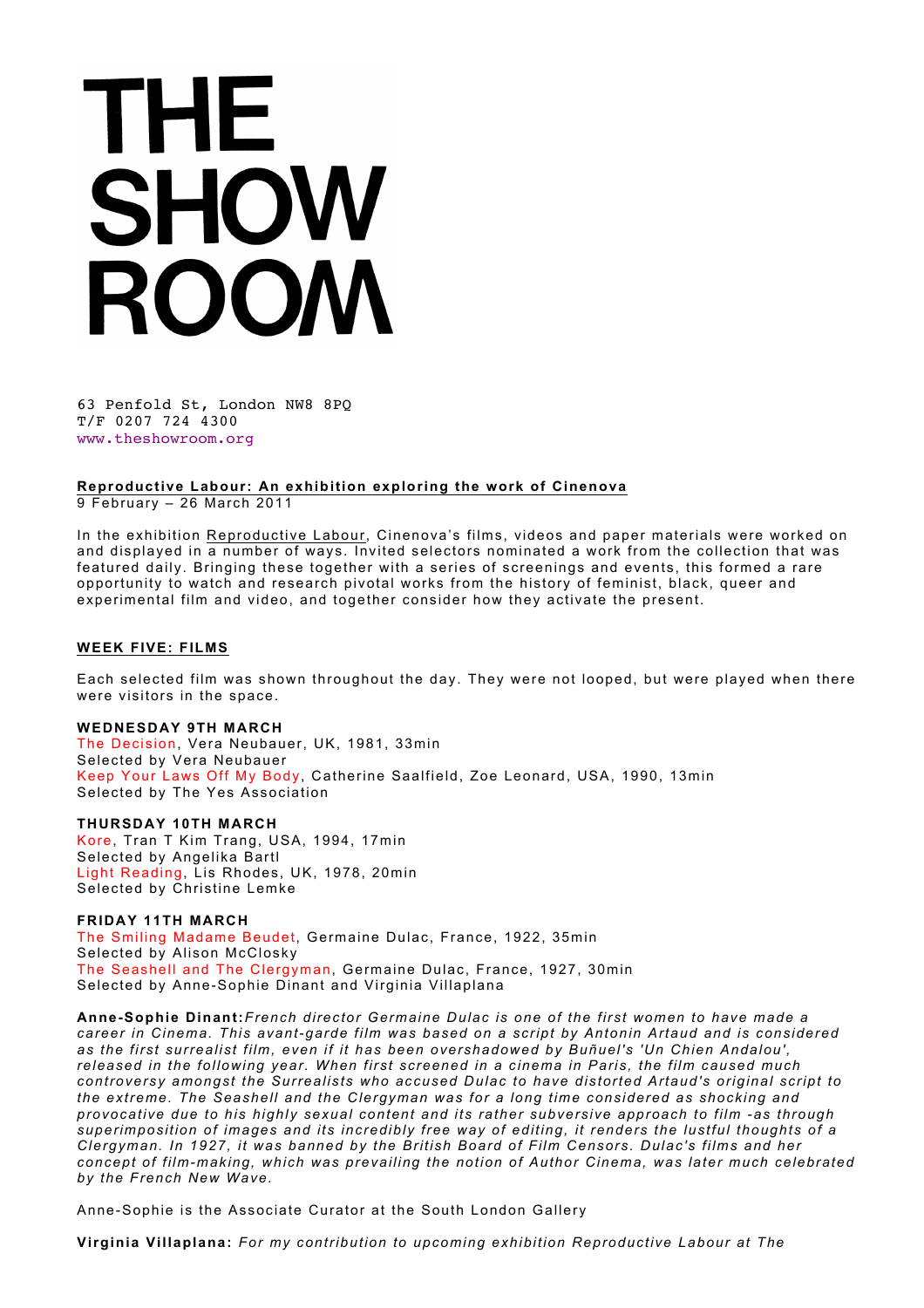# THE SHOW ROOM

63 Penfold St, London NW8 8PQ
T/F 0207 724 4300
www.theshowroom.org

**Reproductive Labour: An exhibition exploring the work of Cinenova**
9 February – 26 March 2011

In the exhibition Reproductive Labour, Cinenova's films, videos and paper materials were worked on and displayed in a number of ways. Invited selectors nominated a work from the collection that was featured daily. Bringing these together with a series of screenings and events, this formed a rare opportunity to watch and research pivotal works from the history of feminist, black, queer and experimental film and video, and together consider how they activate the present.

## WEEK FIVE: FILMS

Each selected film was shown throughout the day. They were not looped, but were played when there were visitors in the space.

**WEDNESDAY 9TH MARCH**
The Decision, Vera Neubauer, UK, 1981, 33min
Selected by Vera Neubauer
Keep Your Laws Off My Body, Catherine Saalfield, Zoe Leonard, USA, 1990, 13min
Selected by The Yes Association

**THURSDAY 10TH MARCH**
Kore, Tran T Kim Trang, USA, 1994, 17min
Selected by Angelika Bartl
Light Reading, Lis Rhodes, UK, 1978, 20min
Selected by Christine Lemke

**FRIDAY 11TH MARCH**
The Smiling Madame Beudet, Germaine Dulac, France, 1922, 35min
Selected by Alison McClosky
The Seashell and The Clergyman, Germaine Dulac, France, 1927, 30min
Selected by Anne-Sophie Dinant and Virginia Villaplana

**Anne-Sophie Dinant:** *French director Germaine Dulac is one of the first women to have made a career in Cinema. This avant-garde film was based on a script by Antonin Artaud and is considered as the first surrealist film, even if it has been overshadowed by Buñuel's 'Un Chien Andalou', released in the following year. When first screened in a cinema in Paris, the film caused much controversy amongst the Surrealists who accused Dulac to have distorted Artaud's original script to the extreme. The Seashell and the Clergyman was for a long time considered as shocking and provocative due to his highly sexual content and its rather subversive approach to film -as through superimposition of images and its incredibly free way of editing, it renders the lustful thoughts of a Clergyman. In 1927, it was banned by the British Board of Film Censors. Dulac's films and her concept of film-making, which was prevailing the notion of Author Cinema, was later much celebrated by the French New Wave.*

Anne-Sophie is the Associate Curator at the South London Gallery

**Virginia Villaplana:** *For my contribution to upcoming exhibition Reproductive Labour at The*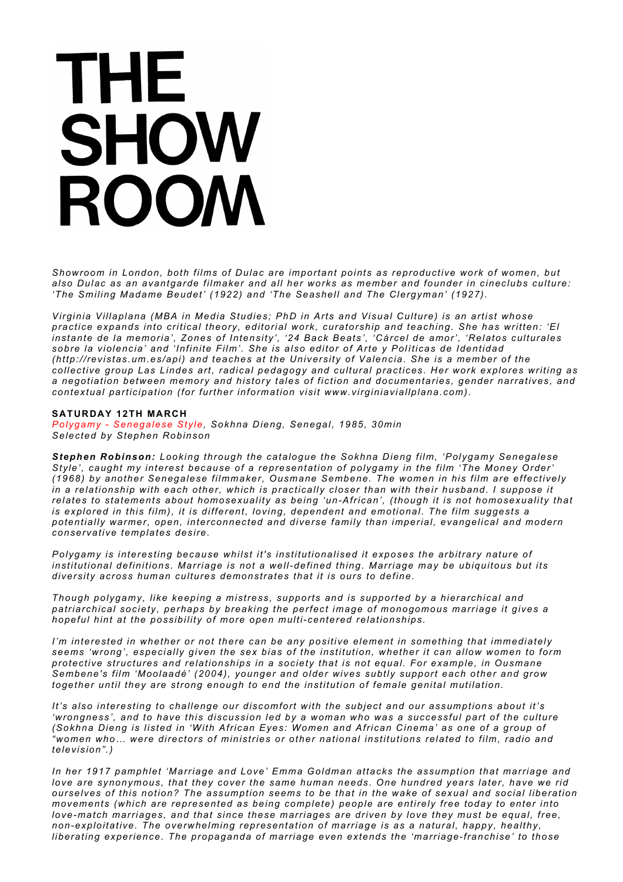# THE SHOW ROOM

*Showroom in London, both films of Dulac are important points as reproductive work of women, but also Dulac as an avantgarde filmaker and all her works as member and founder in cineclubs culture: 'The Smiling Madame Beudet' (1922) and 'The Seashell and The Clergyman' (1927).*

*Virginia Villaplana (MBA in Media Studies; PhD in Arts and Visual Culture) is an artist whose practice expands into critical theory, editorial work, curatorship and teaching. She has written: 'El instante de la memoria', Zones of Intensity', '24 Back Beats', 'Cárcel de amor', 'Relatos culturales sobre la violencia' and 'Infinite Film'. She is also editor of Arte y Políticas de Identidad (http://revistas.um.es/api) and teaches at the University of Valencia. She is a member of the collective group Las Lindes art, radical pedagogy and cultural practices. Her work explores writing as a negotiation between memory and history tales of fiction and documentaries, gender narratives, and contextual participation (for further information visit www.virginiaviallplana.com).*

**SATURDAY 12TH MARCH**

*Polygamy - Senegalese Style, Sokhna Dieng, Senegal, 1985, 30min*
*Selected by Stephen Robinson*

***Stephen Robinson:*** *Looking through the catalogue the Sokhna Dieng film, 'Polygamy Senegalese Style', caught my interest because of a representation of polygamy in the film 'The Money Order' (1968) by another Senegalese filmmaker, Ousmane Sembene. The women in his film are effectively in a relationship with each other, which is practically closer than with their husband. I suppose it relates to statements about homosexuality as being 'un-African', (though it is not homosexuality that is explored in this film), it is different, loving, dependent and emotional. The film suggests a potentially warmer, open, interconnected and diverse family than imperial, evangelical and modern conservative templates desire.*

*Polygamy is interesting because whilst it's institutionalised it exposes the arbitrary nature of institutional definitions. Marriage is not a well-defined thing. Marriage may be ubiquitous but its diversity across human cultures demonstrates that it is ours to define.*

*Though polygamy, like keeping a mistress, supports and is supported by a hierarchical and patriarchical society, perhaps by breaking the perfect image of monogomous marriage it gives a hopeful hint at the possibility of more open multi-centered relationships.*

*I'm interested in whether or not there can be any positive element in something that immediately seems 'wrong', especially given the sex bias of the institution, whether it can allow women to form protective structures and relationships in a society that is not equal. For example, in Ousmane Sembene's film 'Moolaadé' (2004), younger and older wives subtly support each other and grow together until they are strong enough to end the institution of female genital mutilation.*

*It's also interesting to challenge our discomfort with the subject and our assumptions about it's 'wrongness', and to have this discussion led by a woman who was a successful part of the culture (Sokhna Dieng is listed in 'With African Eyes: Women and African Cinema' as one of a group of "women who… were directors of ministries or other national institutions related to film, radio and television".)*

*In her 1917 pamphlet 'Marriage and Love' Emma Goldman attacks the assumption that marriage and love are synonymous, that they cover the same human needs. One hundred years later, have we rid ourselves of this notion? The assumption seems to be that in the wake of sexual and social liberation movements (which are represented as being complete) people are entirely free today to enter into love-match marriages, and that since these marriages are driven by love they must be equal, free, non-exploitative. The overwhelming representation of marriage is as a natural, happy, healthy, liberating experience. The propaganda of marriage even extends the 'marriage-franchise' to those*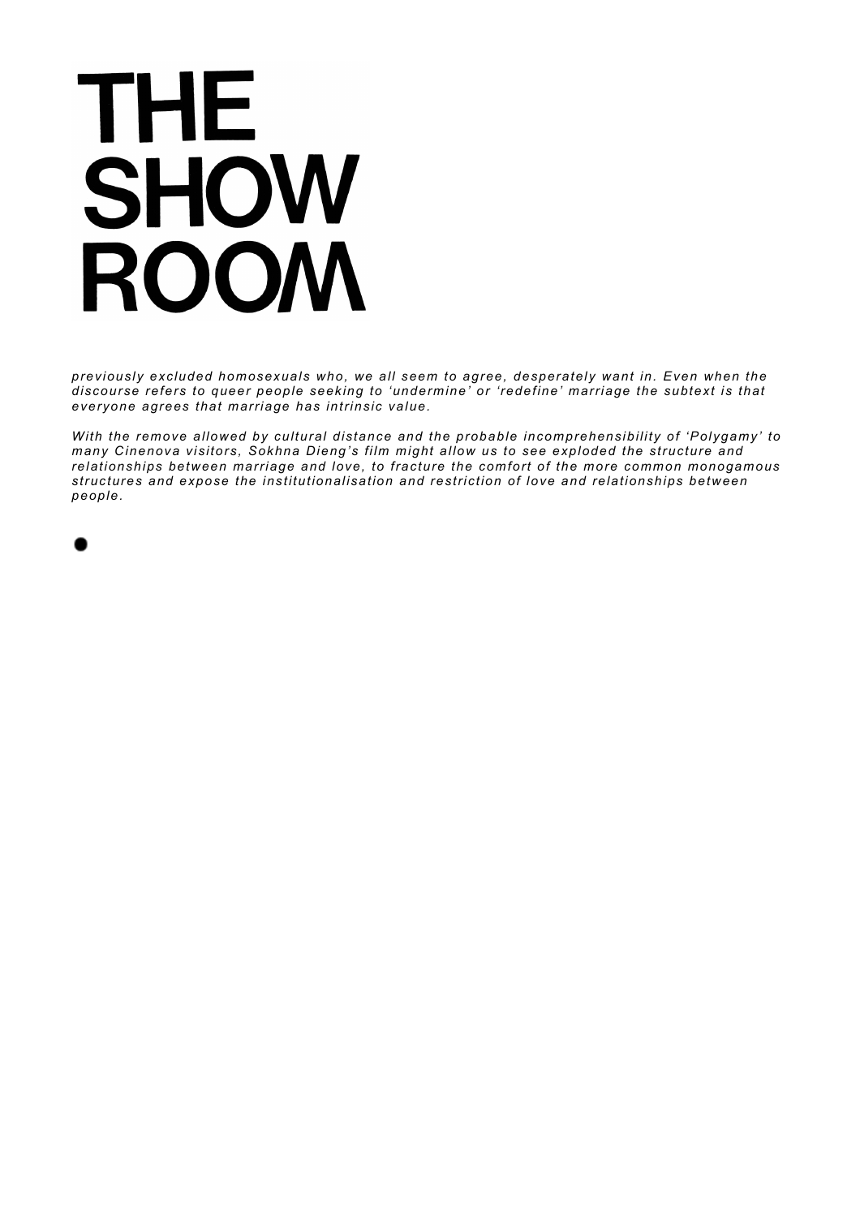# THE SHOW ROOM

*previously excluded homosexuals who, we all seem to agree, desperately want in. Even when the discourse refers to queer people seeking to 'undermine' or 'redefine' marriage the subtext is that everyone agrees that marriage has intrinsic value.*

*With the remove allowed by cultural distance and the probable incomprehensibility of 'Polygamy' to many Cinenova visitors, Sokhna Dieng's film might allow us to see exploded the structure and relationships between marriage and love, to fracture the comfort of the more common monogamous structures and expose the institutionalisation and restriction of love and relationships between people.*

●